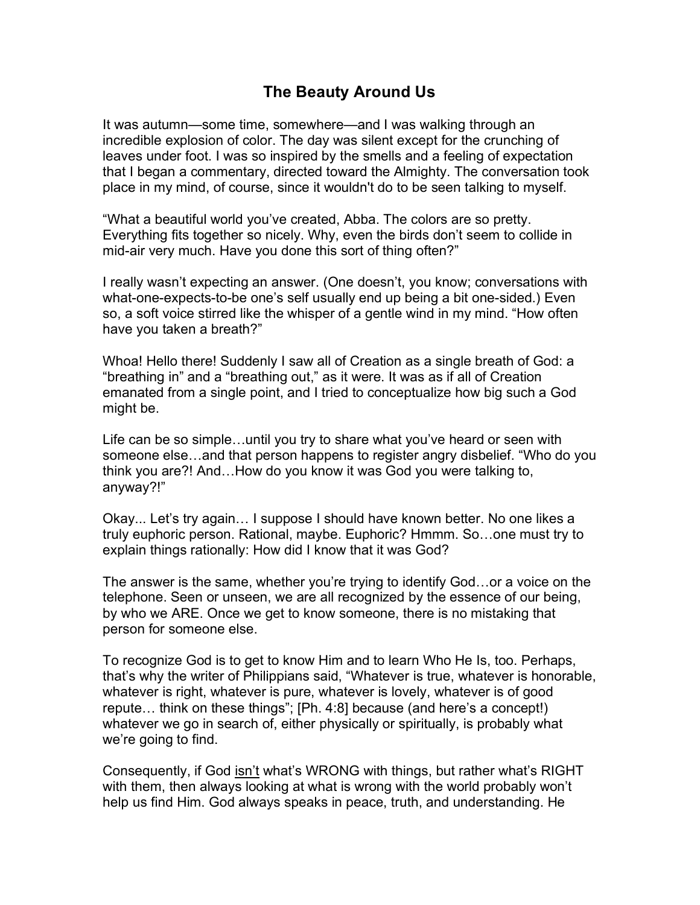# The Beauty Around Us

It was autumn—some time, somewhere—and I was walking through an incredible explosion of color. The day was silent except for the crunching of leaves under foot. I was so inspired by the smells and a feeling of expectation that I began a commentary, directed toward the Almighty. The conversation took place in my mind, of course, since it wouldn't do to be seen talking to myself.

"What a beautiful world you've created, Abba. The colors are so pretty. Everything fits together so nicely. Why, even the birds don't seem to collide in mid-air very much. Have you done this sort of thing often?"

I really wasn't expecting an answer. (One doesn't, you know; conversations with what-one-expects-to-be one's self usually end up being a bit one-sided.) Even so, a soft voice stirred like the whisper of a gentle wind in my mind. "How often have you taken a breath?"

Whoa! Hello there! Suddenly I saw all of Creation as a single breath of God: a "breathing in" and a "breathing out," as it were. It was as if all of Creation emanated from a single point, and I tried to conceptualize how big such a God might be.

Life can be so simple…until you try to share what you've heard or seen with someone else…and that person happens to register angry disbelief. "Who do you think you are?! And…How do you know it was God you were talking to, anyway?!"

Okay... Let's try again… I suppose I should have known better. No one likes a truly euphoric person. Rational, maybe. Euphoric? Hmmm. So…one must try to explain things rationally: How did I know that it was God?

The answer is the same, whether you're trying to identify God…or a voice on the telephone. Seen or unseen, we are all recognized by the essence of our being, by who we ARE. Once we get to know someone, there is no mistaking that person for someone else.

To recognize God is to get to know Him and to learn Who He Is, too. Perhaps, that's why the writer of Philippians said, "Whatever is true, whatever is honorable, whatever is right, whatever is pure, whatever is lovely, whatever is of good repute… think on these things"; [Ph. 4:8] because (and here's a concept!) whatever we go in search of, either physically or spiritually, is probably what we're going to find.

Consequently, if God <u>isn't</u> what's WRONG with things, but rather what's RIGHT with them, then always looking at what is wrong with the world probably won't help us find Him. God always speaks in peace, truth, and understanding. He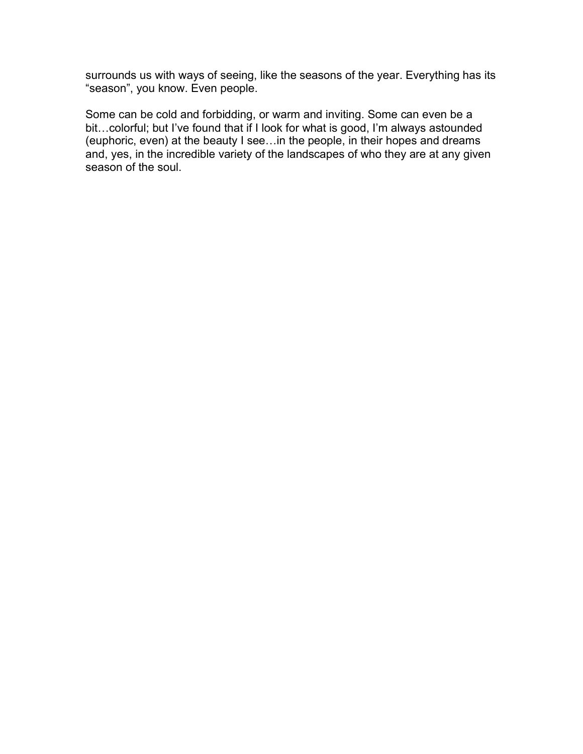surrounds us with ways of seeing, like the seasons of the year. Everything has its "season", you know. Even people.

Some can be cold and forbidding, or warm and inviting. Some can even be a bit…colorful; but I've found that if I look for what is good, I'm always astounded (euphoric, even) at the beauty I see…in the people, in their hopes and dreams and, yes, in the incredible variety of the landscapes of who they are at any given season of the soul.